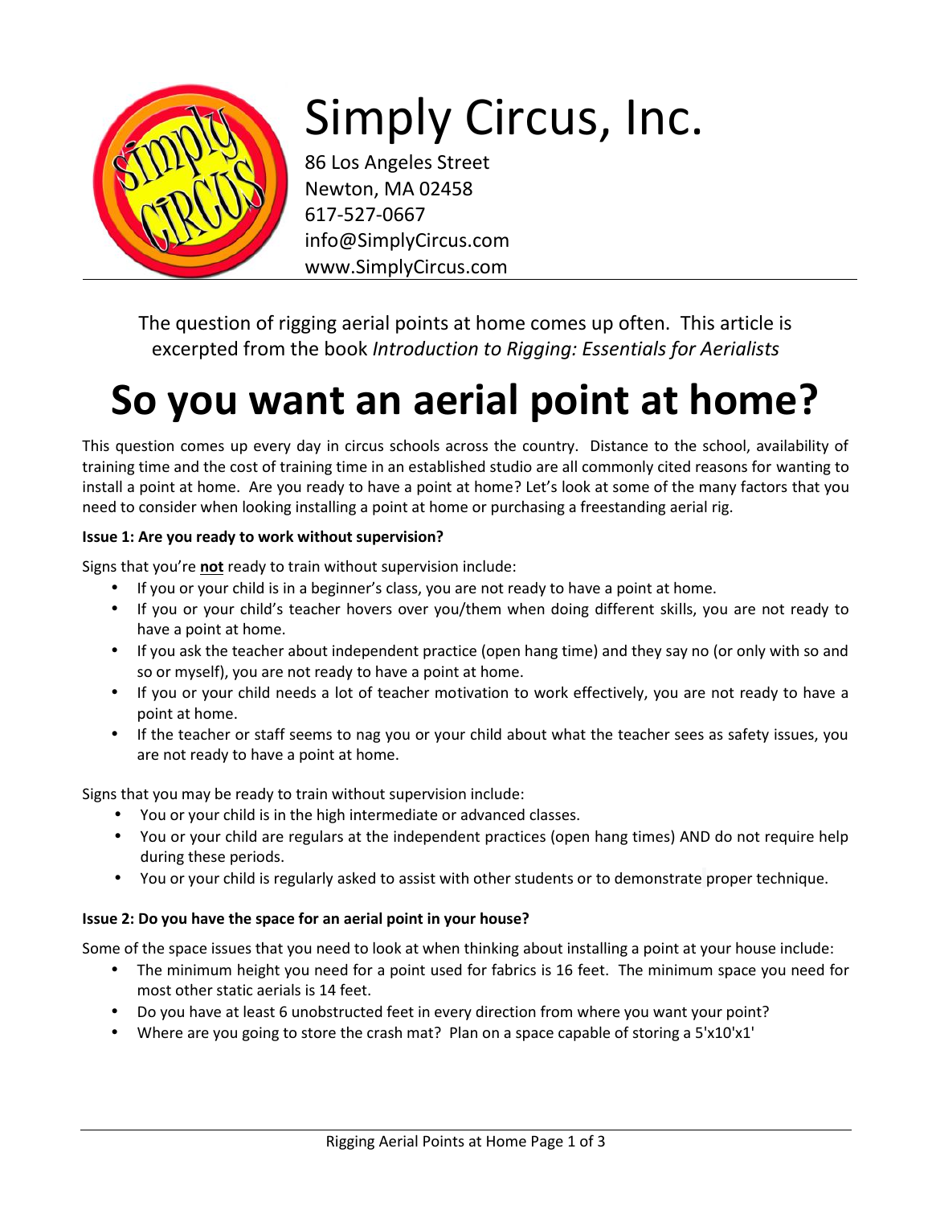# Simply Circus, Inc.

86 Los Angeles Street
Newton, MA 02458
617-527-0667
info@SimplyCircus.com
www.SimplyCircus.com

The question of rigging aerial points at home comes up often. This article is excerpted from the book *Introduction to Rigging: Essentials for Aerialists*

# So you want an aerial point at home?

This question comes up every day in circus schools across the country. Distance to the school, availability of training time and the cost of training time in an established studio are all commonly cited reasons for wanting to install a point at home. Are you ready to have a point at home? Let's look at some of the many factors that you need to consider when looking installing a point at home or purchasing a freestanding aerial rig.

**Issue 1: Are you ready to work without supervision?**

Signs that you're **not** ready to train without supervision include:

- If you or your child is in a beginner's class, you are not ready to have a point at home.
- If you or your child's teacher hovers over you/them when doing different skills, you are not ready to have a point at home.
- If you ask the teacher about independent practice (open hang time) and they say no (or only with so and so or myself), you are not ready to have a point at home.
- If you or your child needs a lot of teacher motivation to work effectively, you are not ready to have a point at home.
- If the teacher or staff seems to nag you or your child about what the teacher sees as safety issues, you are not ready to have a point at home.

Signs that you may be ready to train without supervision include:

- You or your child is in the high intermediate or advanced classes.
- You or your child are regulars at the independent practices (open hang times) AND do not require help during these periods.
- You or your child is regularly asked to assist with other students or to demonstrate proper technique.

**Issue 2: Do you have the space for an aerial point in your house?**

Some of the space issues that you need to look at when thinking about installing a point at your house include:

- The minimum height you need for a point used for fabrics is 16 feet. The minimum space you need for most other static aerials is 14 feet.
- Do you have at least 6 unobstructed feet in every direction from where you want your point?
- Where are you going to store the crash mat? Plan on a space capable of storing a 5'x10'x1'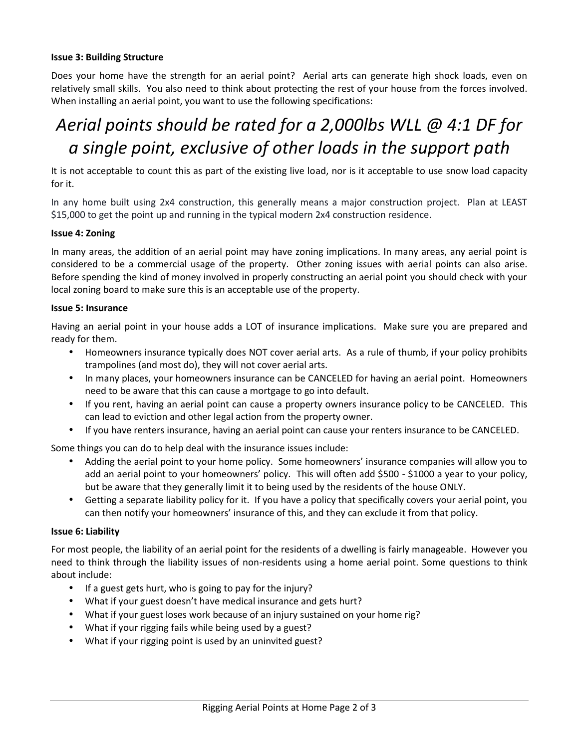**Issue 3: Building Structure**

Does your home have the strength for an aerial point? Aerial arts can generate high shock loads, even on relatively small skills. You also need to think about protecting the rest of your house from the forces involved. When installing an aerial point, you want to use the following specifications:

*Aerial points should be rated for a 2,000lbs WLL @ 4:1 DF for a single point, exclusive of other loads in the support path*

It is not acceptable to count this as part of the existing live load, nor is it acceptable to use snow load capacity for it.

In any home built using 2x4 construction, this generally means a major construction project. Plan at LEAST $15,000 to get the point up and running in the typical modern 2x4 construction residence.

**Issue 4: Zoning**

In many areas, the addition of an aerial point may have zoning implications. In many areas, any aerial point is considered to be a commercial usage of the property. Other zoning issues with aerial points can also arise. Before spending the kind of money involved in properly constructing an aerial point you should check with your local zoning board to make sure this is an acceptable use of the property.

**Issue 5: Insurance**

Having an aerial point in your house adds a LOT of insurance implications. Make sure you are prepared and ready for them.

- Homeowners insurance typically does NOT cover aerial arts. As a rule of thumb, if your policy prohibits trampolines (and most do), they will not cover aerial arts.
- In many places, your homeowners insurance can be CANCELED for having an aerial point. Homeowners need to be aware that this can cause a mortgage to go into default.
- If you rent, having an aerial point can cause a property owners insurance policy to be CANCELED. This can lead to eviction and other legal action from the property owner.
- If you have renters insurance, having an aerial point can cause your renters insurance to be CANCELED.

Some things you can do to help deal with the insurance issues include:

- Adding the aerial point to your home policy. Some homeowners' insurance companies will allow you to add an aerial point to your homeowners' policy. This will often add $500 - $1000 a year to your policy, but be aware that they generally limit it to being used by the residents of the house ONLY.
- Getting a separate liability policy for it. If you have a policy that specifically covers your aerial point, you can then notify your homeowners' insurance of this, and they can exclude it from that policy.

**Issue 6: Liability**

For most people, the liability of an aerial point for the residents of a dwelling is fairly manageable. However you need to think through the liability issues of non-residents using a home aerial point. Some questions to think about include:

- If a guest gets hurt, who is going to pay for the injury?
- What if your guest doesn't have medical insurance and gets hurt?
- What if your guest loses work because of an injury sustained on your home rig?
- What if your rigging fails while being used by a guest?
- What if your rigging point is used by an uninvited guest?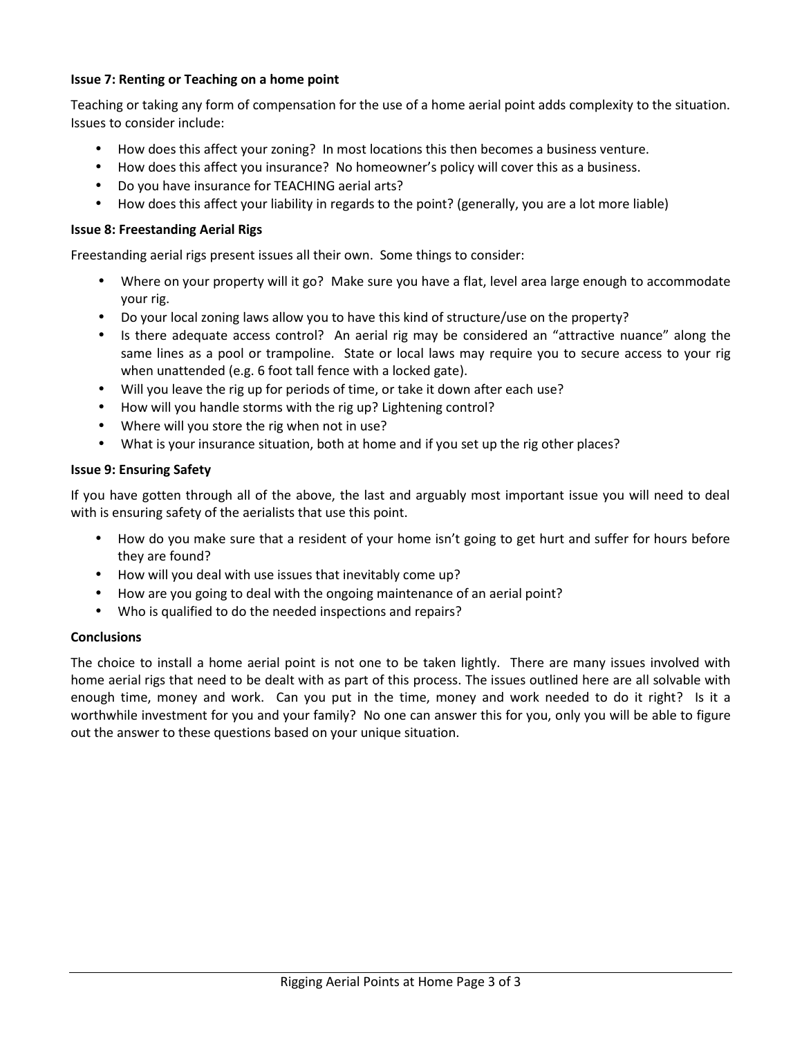**Issue 7: Renting or Teaching on a home point**

Teaching or taking any form of compensation for the use of a home aerial point adds complexity to the situation. Issues to consider include:

- How does this affect your zoning? In most locations this then becomes a business venture.
- How does this affect you insurance? No homeowner's policy will cover this as a business.
- Do you have insurance for TEACHING aerial arts?
- How does this affect your liability in regards to the point? (generally, you are a lot more liable)

**Issue 8: Freestanding Aerial Rigs**

Freestanding aerial rigs present issues all their own. Some things to consider:

- Where on your property will it go? Make sure you have a flat, level area large enough to accommodate your rig.
- Do your local zoning laws allow you to have this kind of structure/use on the property?
- Is there adequate access control? An aerial rig may be considered an "attractive nuance" along the same lines as a pool or trampoline. State or local laws may require you to secure access to your rig when unattended (e.g. 6 foot tall fence with a locked gate).
- Will you leave the rig up for periods of time, or take it down after each use?
- How will you handle storms with the rig up? Lightening control?
- Where will you store the rig when not in use?
- What is your insurance situation, both at home and if you set up the rig other places?

**Issue 9: Ensuring Safety**

If you have gotten through all of the above, the last and arguably most important issue you will need to deal with is ensuring safety of the aerialists that use this point.

- How do you make sure that a resident of your home isn't going to get hurt and suffer for hours before they are found?
- How will you deal with use issues that inevitably come up?
- How are you going to deal with the ongoing maintenance of an aerial point?
- Who is qualified to do the needed inspections and repairs?

**Conclusions**

The choice to install a home aerial point is not one to be taken lightly. There are many issues involved with home aerial rigs that need to be dealt with as part of this process. The issues outlined here are all solvable with enough time, money and work. Can you put in the time, money and work needed to do it right? Is it a worthwhile investment for you and your family? No one can answer this for you, only you will be able to figure out the answer to these questions based on your unique situation.